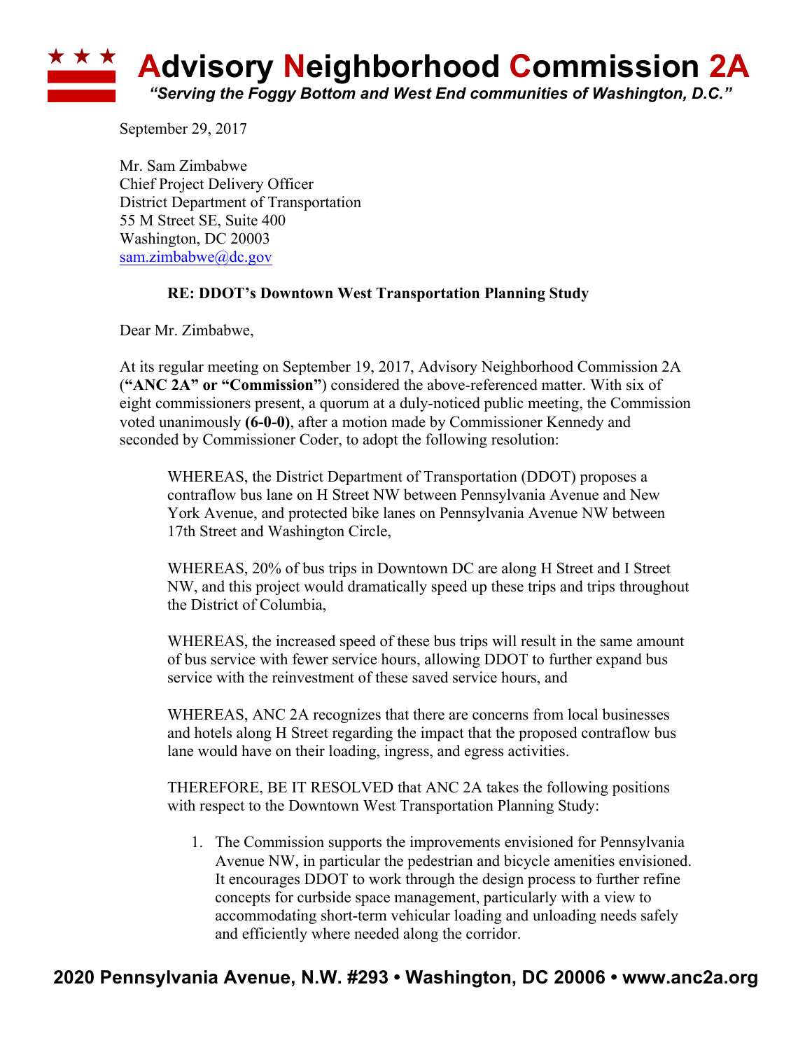# Advisory Neighborhood Commission 2A

*"Serving the Foggy Bottom and West End communities of Washington, D.C."*

September 29, 2017

Mr. Sam Zimbabwe
Chief Project Delivery Officer
District Department of Transportation
55 M Street SE, Suite 400
Washington, DC 20003
sam.zimbabwe@dc.gov

**RE: DDOT's Downtown West Transportation Planning Study**

Dear Mr. Zimbabwe,

At its regular meeting on September 19, 2017, Advisory Neighborhood Commission 2A (**"ANC 2A" or "Commission"**) considered the above-referenced matter. With six of eight commissioners present, a quorum at a duly-noticed public meeting, the Commission voted unanimously **(6-0-0)**, after a motion made by Commissioner Kennedy and seconded by Commissioner Coder, to adopt the following resolution:

> WHEREAS, the District Department of Transportation (DDOT) proposes a contraflow bus lane on H Street NW between Pennsylvania Avenue and New York Avenue, and protected bike lanes on Pennsylvania Avenue NW between 17th Street and Washington Circle,
>
> WHEREAS, 20% of bus trips in Downtown DC are along H Street and I Street NW, and this project would dramatically speed up these trips and trips throughout the District of Columbia,
>
> WHEREAS, the increased speed of these bus trips will result in the same amount of bus service with fewer service hours, allowing DDOT to further expand bus service with the reinvestment of these saved service hours, and
>
> WHEREAS, ANC 2A recognizes that there are concerns from local businesses and hotels along H Street regarding the impact that the proposed contraflow bus lane would have on their loading, ingress, and egress activities.
>
> THEREFORE, BE IT RESOLVED that ANC 2A takes the following positions with respect to the Downtown West Transportation Planning Study:
>
> 1. The Commission supports the improvements envisioned for Pennsylvania Avenue NW, in particular the pedestrian and bicycle amenities envisioned. It encourages DDOT to work through the design process to further refine concepts for curbside space management, particularly with a view to accommodating short-term vehicular loading and unloading needs safely and efficiently where needed along the corridor.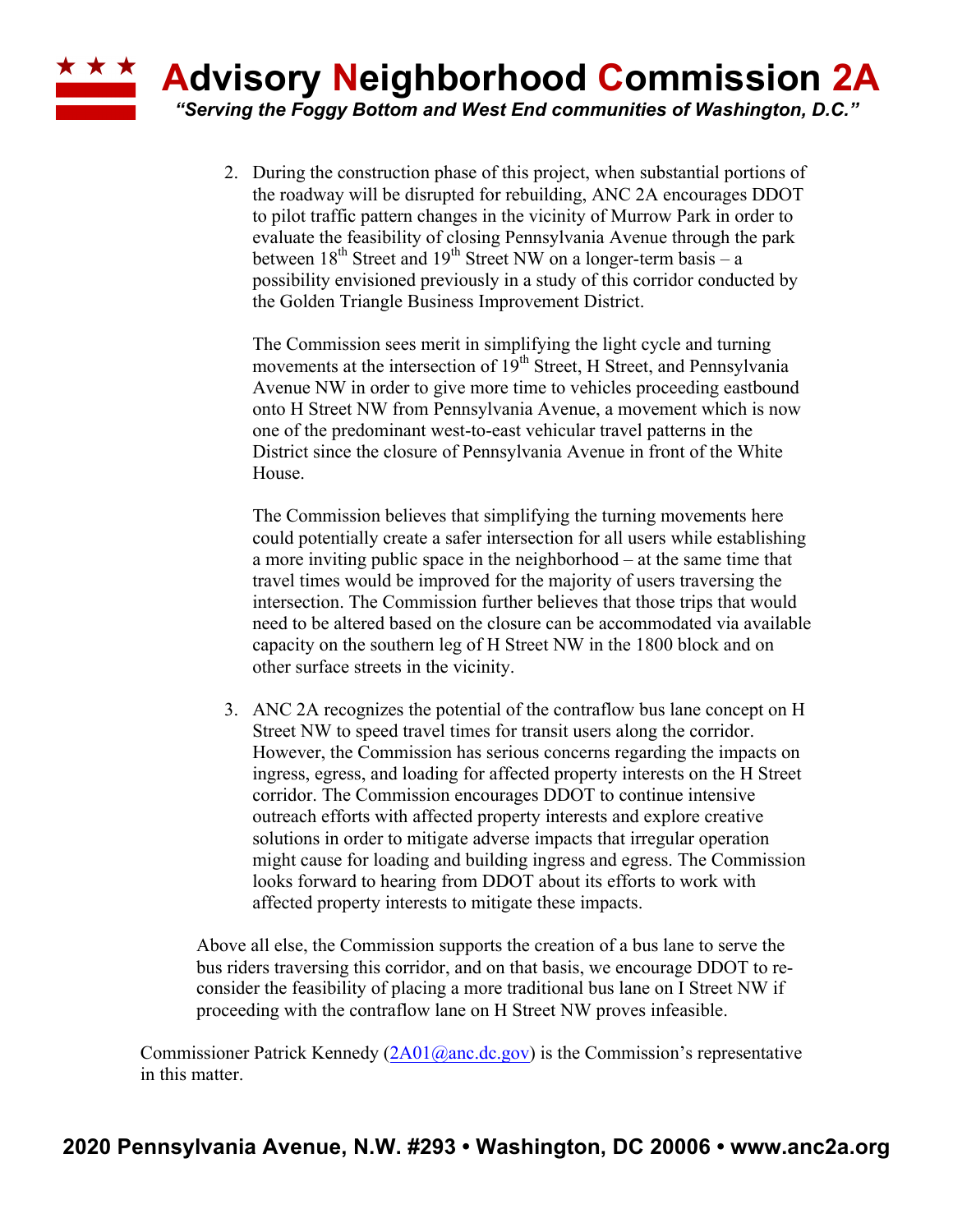2. During the construction phase of this project, when substantial portions of the roadway will be disrupted for rebuilding, ANC 2A encourages DDOT to pilot traffic pattern changes in the vicinity of Murrow Park in order to evaluate the feasibility of closing Pennsylvania Avenue through the park between 18th Street and 19th Street NW on a longer-term basis – a possibility envisioned previously in a study of this corridor conducted by the Golden Triangle Business Improvement District.

   The Commission sees merit in simplifying the light cycle and turning movements at the intersection of 19th Street, H Street, and Pennsylvania Avenue NW in order to give more time to vehicles proceeding eastbound onto H Street NW from Pennsylvania Avenue, a movement which is now one of the predominant west-to-east vehicular travel patterns in the District since the closure of Pennsylvania Avenue in front of the White House.

   The Commission believes that simplifying the turning movements here could potentially create a safer intersection for all users while establishing a more inviting public space in the neighborhood – at the same time that travel times would be improved for the majority of users traversing the intersection. The Commission further believes that those trips that would need to be altered based on the closure can be accommodated via available capacity on the southern leg of H Street NW in the 1800 block and on other surface streets in the vicinity.

3. ANC 2A recognizes the potential of the contraflow bus lane concept on H Street NW to speed travel times for transit users along the corridor. However, the Commission has serious concerns regarding the impacts on ingress, egress, and loading for affected property interests on the H Street corridor. The Commission encourages DDOT to continue intensive outreach efforts with affected property interests and explore creative solutions in order to mitigate adverse impacts that irregular operation might cause for loading and building ingress and egress. The Commission looks forward to hearing from DDOT about its efforts to work with affected property interests to mitigate these impacts.

Above all else, the Commission supports the creation of a bus lane to serve the bus riders traversing this corridor, and on that basis, we encourage DDOT to re-consider the feasibility of placing a more traditional bus lane on I Street NW if proceeding with the contraflow lane on H Street NW proves infeasible.

Commissioner Patrick Kennedy (2A01@anc.dc.gov) is the Commission's representative in this matter.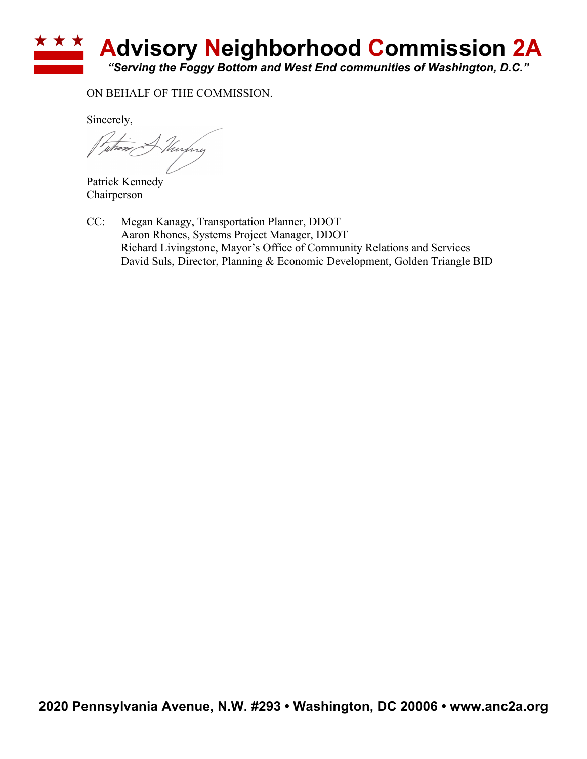ON BEHALF OF THE COMMISSION.

Sincerely,

Patrick Kennedy
Chairperson

CC: Megan Kanagy, Transportation Planner, DDOT
Aaron Rhones, Systems Project Manager, DDOT
Richard Livingstone, Mayor's Office of Community Relations and Services
David Suls, Director, Planning & Economic Development, Golden Triangle BID